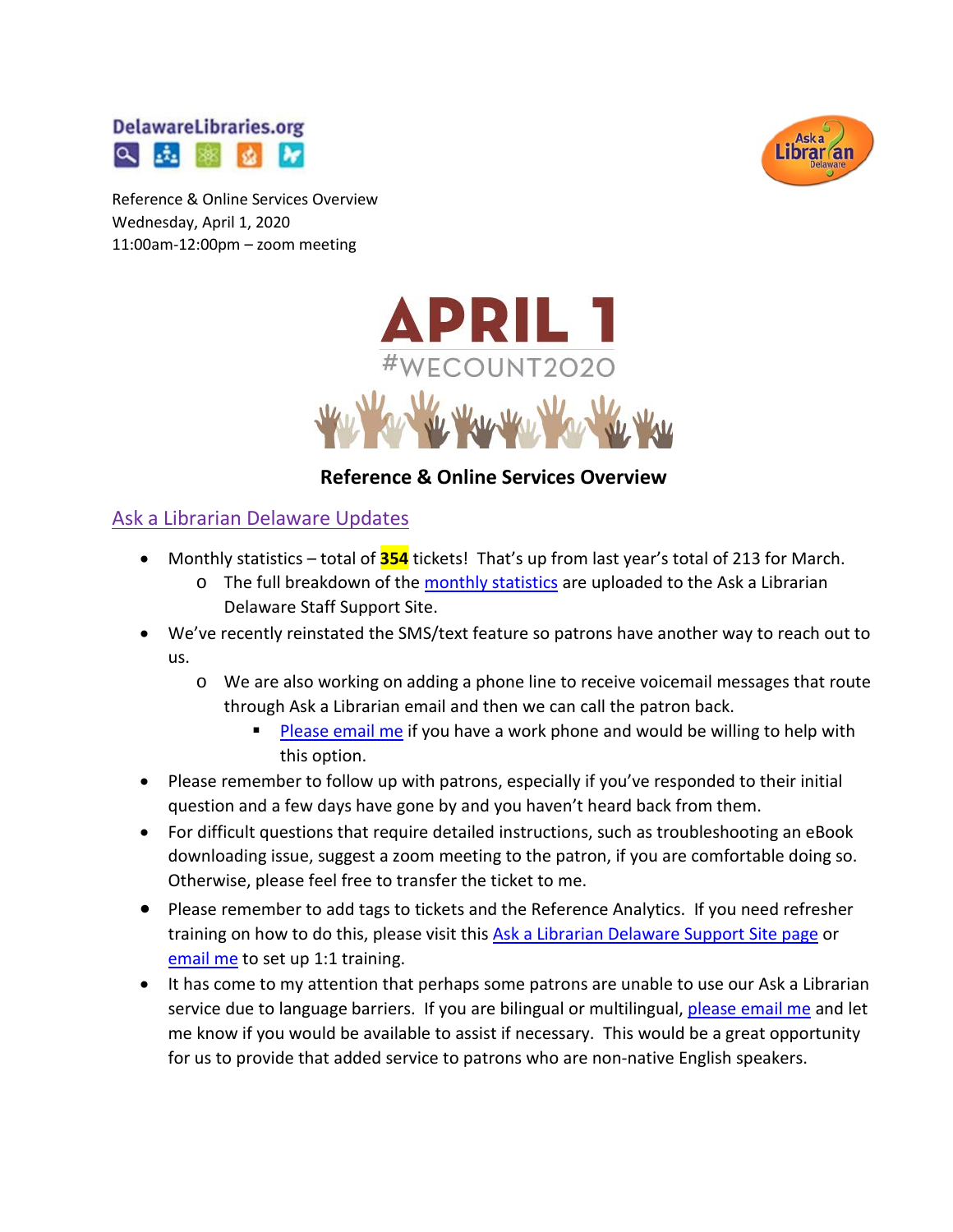Reference & Online Services Overview
Wednesday, April 1, 2020
11:00am-12:00pm – zoom meeting

APRIL 1
#WECOUNT2020

# Reference & Online Services Overview

## Ask a Librarian Delaware Updates

- Monthly statistics – total of **354** tickets! That's up from last year's total of 213 for March.
  - The full breakdown of the monthly statistics are uploaded to the Ask a Librarian Delaware Staff Support Site.
- We've recently reinstated the SMS/text feature so patrons have another way to reach out to us.
  - We are also working on adding a phone line to receive voicemail messages that route through Ask a Librarian email and then we can call the patron back.
    - Please email me if you have a work phone and would be willing to help with this option.
- Please remember to follow up with patrons, especially if you've responded to their initial question and a few days have gone by and you haven't heard back from them.
- For difficult questions that require detailed instructions, such as troubleshooting an eBook downloading issue, suggest a zoom meeting to the patron, if you are comfortable doing so. Otherwise, please feel free to transfer the ticket to me.
- Please remember to add tags to tickets and the Reference Analytics. If you need refresher training on how to do this, please visit this Ask a Librarian Delaware Support Site page or email me to set up 1:1 training.
- It has come to my attention that perhaps some patrons are unable to use our Ask a Librarian service due to language barriers. If you are bilingual or multilingual, please email me and let me know if you would be available to assist if necessary. This would be a great opportunity for us to provide that added service to patrons who are non-native English speakers.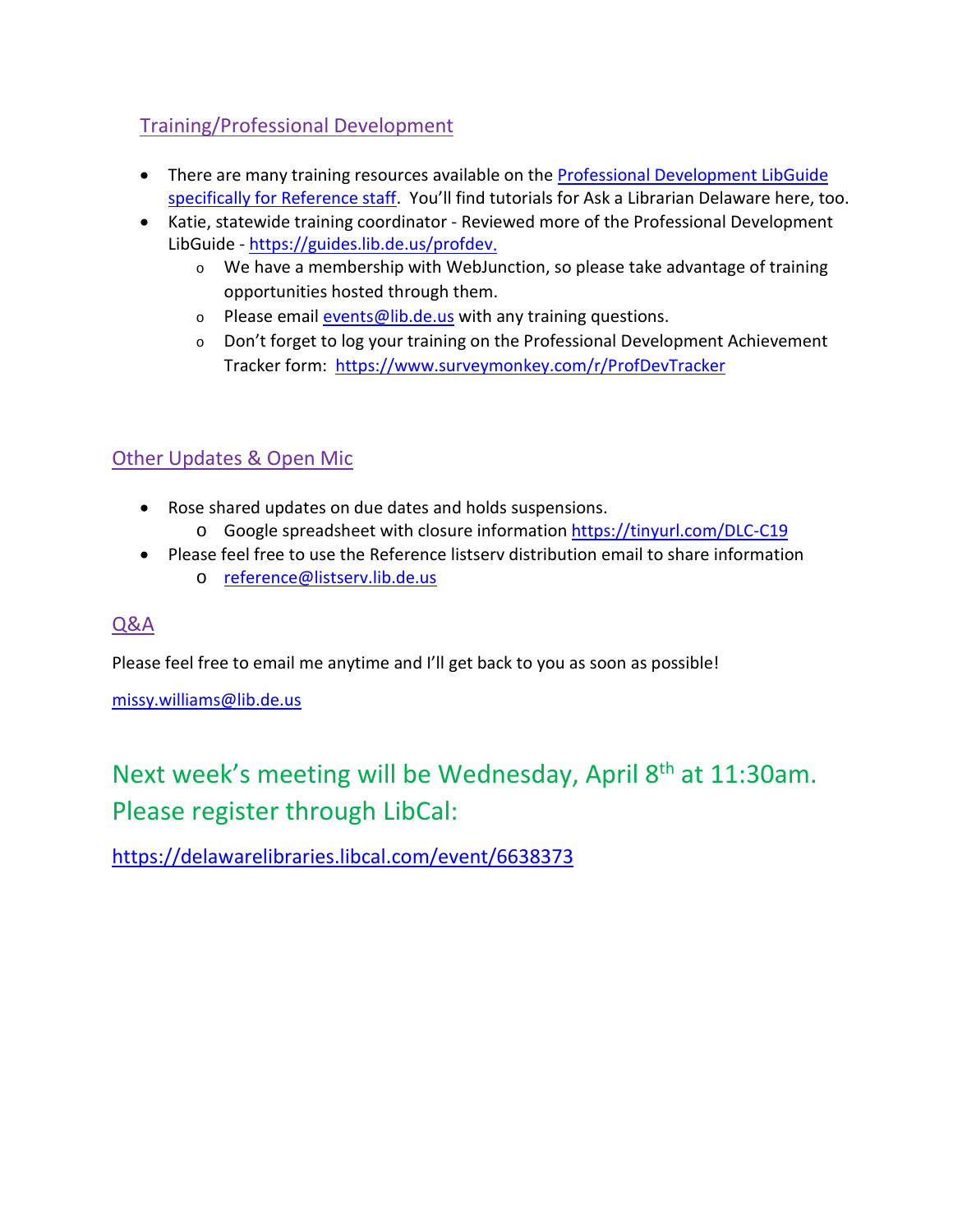## Training/Professional Development

- There are many training resources available on the Professional Development LibGuide specifically for Reference staff. You'll find tutorials for Ask a Librarian Delaware here, too.
- Katie, statewide training coordinator - Reviewed more of the Professional Development LibGuide - https://guides.lib.de.us/profdev.
  - We have a membership with WebJunction, so please take advantage of training opportunities hosted through them.
  - Please email events@lib.de.us with any training questions.
  - Don't forget to log your training on the Professional Development Achievement Tracker form: https://www.surveymonkey.com/r/ProfDevTracker

## Other Updates & Open Mic

- Rose shared updates on due dates and holds suspensions.
  - Google spreadsheet with closure information https://tinyurl.com/DLC-C19
- Please feel free to use the Reference listserv distribution email to share information
  - reference@listserv.lib.de.us

## Q&A

Please feel free to email me anytime and I'll get back to you as soon as possible!

missy.williams@lib.de.us

## Next week's meeting will be Wednesday, April 8th at 11:30am. Please register through LibCal:

https://delawarelibraries.libcal.com/event/6638373